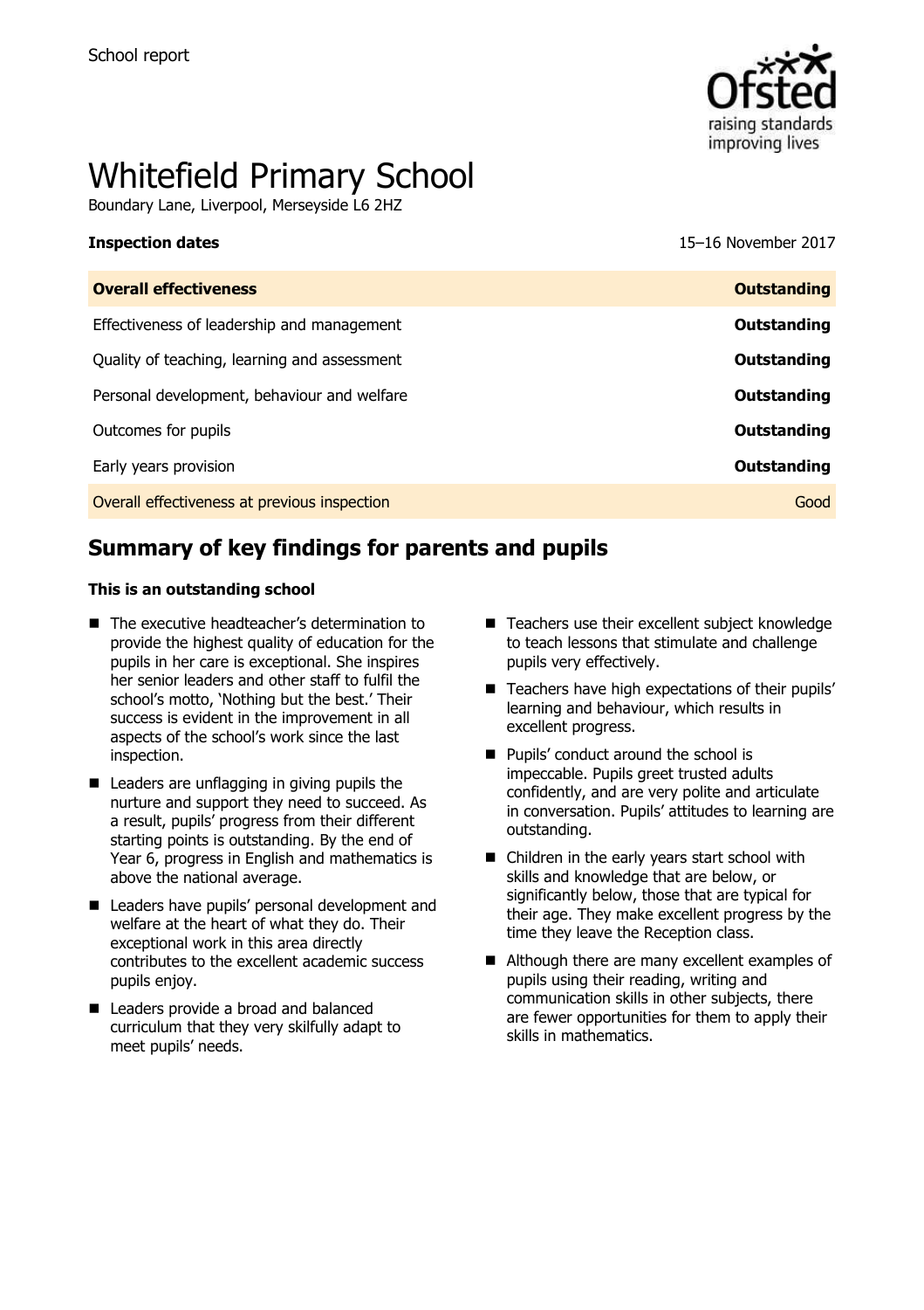School report

# Whitefield Primary School

Boundary Lane, Liverpool, Merseyside L6 2HZ

**Inspection dates** 15–16 November 2017

| **Overall effectiveness** | **Outstanding** |
|---|---|
| Effectiveness of leadership and management | **Outstanding** |
| Quality of teaching, learning and assessment | **Outstanding** |
| Personal development, behaviour and welfare | **Outstanding** |
| Outcomes for pupils | **Outstanding** |
| Early years provision | **Outstanding** |
| Overall effectiveness at previous inspection | Good |

## Summary of key findings for parents and pupils

**This is an outstanding school**

- The executive headteacher's determination to provide the highest quality of education for the pupils in her care is exceptional. She inspires her senior leaders and other staff to fulfil the school's motto, 'Nothing but the best.' Their success is evident in the improvement in all aspects of the school's work since the last inspection.
- Leaders are unflagging in giving pupils the nurture and support they need to succeed. As a result, pupils' progress from their different starting points is outstanding. By the end of Year 6, progress in English and mathematics is above the national average.
- Leaders have pupils' personal development and welfare at the heart of what they do. Their exceptional work in this area directly contributes to the excellent academic success pupils enjoy.
- Leaders provide a broad and balanced curriculum that they very skilfully adapt to meet pupils' needs.
- Teachers use their excellent subject knowledge to teach lessons that stimulate and challenge pupils very effectively.
- Teachers have high expectations of their pupils' learning and behaviour, which results in excellent progress.
- Pupils' conduct around the school is impeccable. Pupils greet trusted adults confidently, and are very polite and articulate in conversation. Pupils' attitudes to learning are outstanding.
- Children in the early years start school with skills and knowledge that are below, or significantly below, those that are typical for their age. They make excellent progress by the time they leave the Reception class.
- Although there are many excellent examples of pupils using their reading, writing and communication skills in other subjects, there are fewer opportunities for them to apply their skills in mathematics.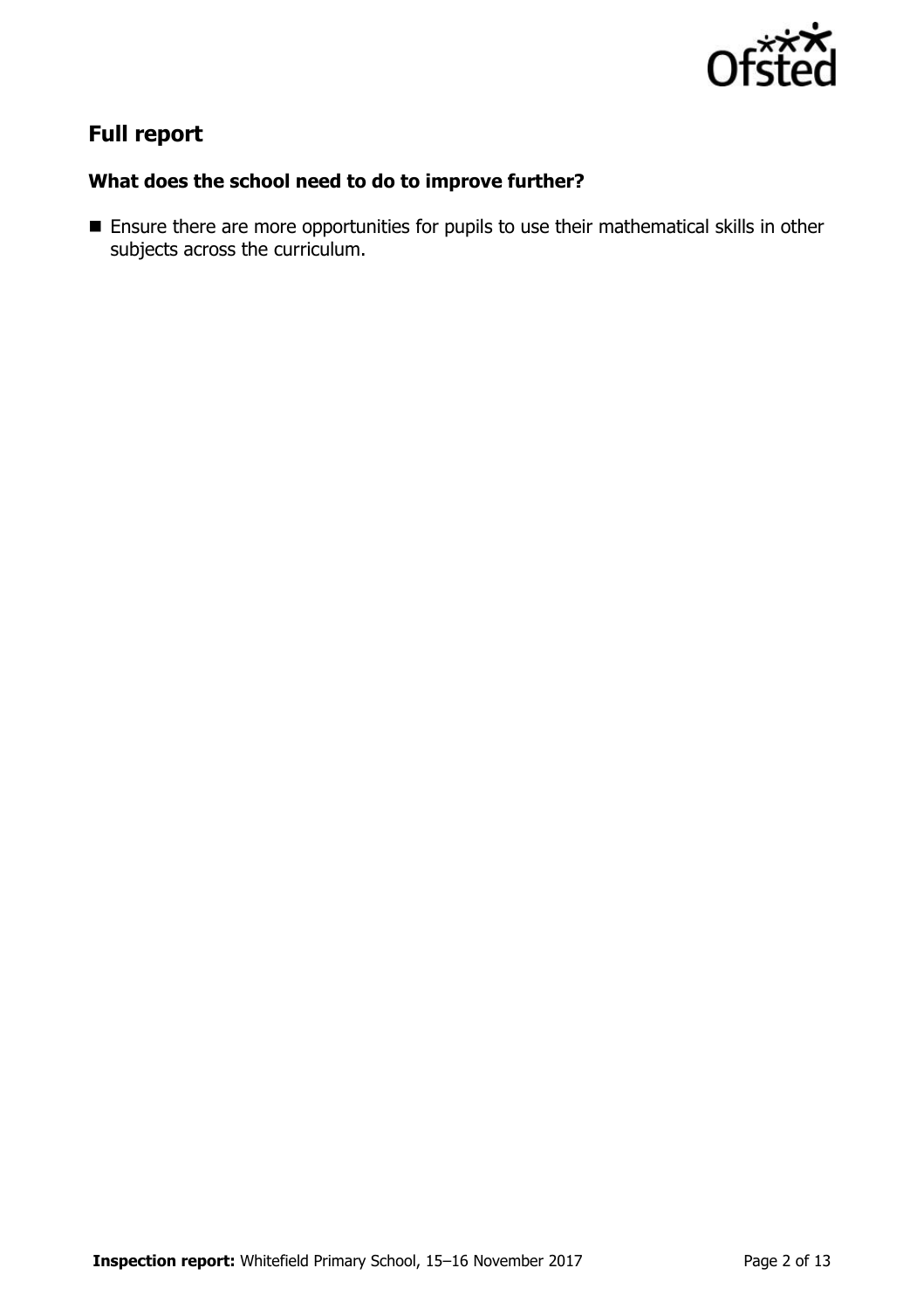## Full report

### What does the school need to do to improve further?

- Ensure there are more opportunities for pupils to use their mathematical skills in other subjects across the curriculum.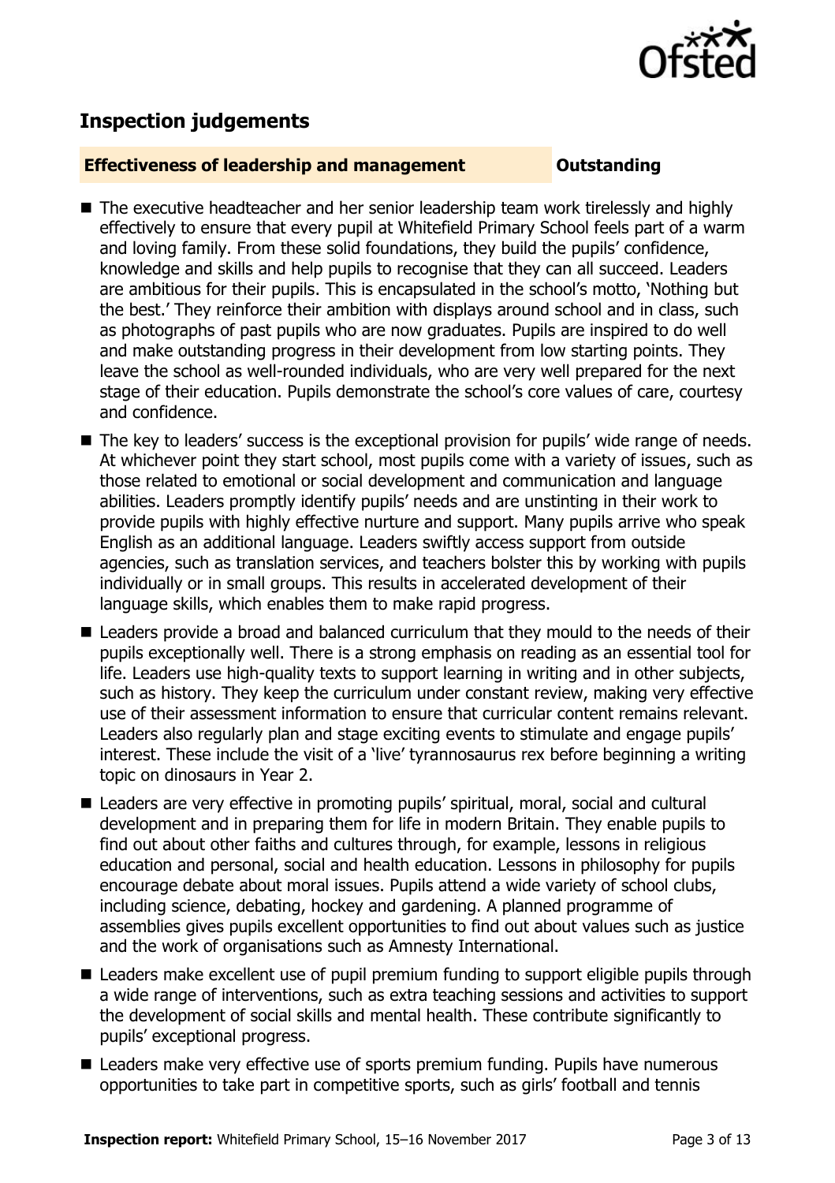## Inspection judgements

**Effectiveness of leadership and management** **Outstanding**

- The executive headteacher and her senior leadership team work tirelessly and highly effectively to ensure that every pupil at Whitefield Primary School feels part of a warm and loving family. From these solid foundations, they build the pupils' confidence, knowledge and skills and help pupils to recognise that they can all succeed. Leaders are ambitious for their pupils. This is encapsulated in the school's motto, 'Nothing but the best.' They reinforce their ambition with displays around school and in class, such as photographs of past pupils who are now graduates. Pupils are inspired to do well and make outstanding progress in their development from low starting points. They leave the school as well-rounded individuals, who are very well prepared for the next stage of their education. Pupils demonstrate the school's core values of care, courtesy and confidence.
- The key to leaders' success is the exceptional provision for pupils' wide range of needs. At whichever point they start school, most pupils come with a variety of issues, such as those related to emotional or social development and communication and language abilities. Leaders promptly identify pupils' needs and are unstinting in their work to provide pupils with highly effective nurture and support. Many pupils arrive who speak English as an additional language. Leaders swiftly access support from outside agencies, such as translation services, and teachers bolster this by working with pupils individually or in small groups. This results in accelerated development of their language skills, which enables them to make rapid progress.
- Leaders provide a broad and balanced curriculum that they mould to the needs of their pupils exceptionally well. There is a strong emphasis on reading as an essential tool for life. Leaders use high-quality texts to support learning in writing and in other subjects, such as history. They keep the curriculum under constant review, making very effective use of their assessment information to ensure that curricular content remains relevant. Leaders also regularly plan and stage exciting events to stimulate and engage pupils' interest. These include the visit of a 'live' tyrannosaurus rex before beginning a writing topic on dinosaurs in Year 2.
- Leaders are very effective in promoting pupils' spiritual, moral, social and cultural development and in preparing them for life in modern Britain. They enable pupils to find out about other faiths and cultures through, for example, lessons in religious education and personal, social and health education. Lessons in philosophy for pupils encourage debate about moral issues. Pupils attend a wide variety of school clubs, including science, debating, hockey and gardening. A planned programme of assemblies gives pupils excellent opportunities to find out about values such as justice and the work of organisations such as Amnesty International.
- Leaders make excellent use of pupil premium funding to support eligible pupils through a wide range of interventions, such as extra teaching sessions and activities to support the development of social skills and mental health. These contribute significantly to pupils' exceptional progress.
- Leaders make very effective use of sports premium funding. Pupils have numerous opportunities to take part in competitive sports, such as girls' football and tennis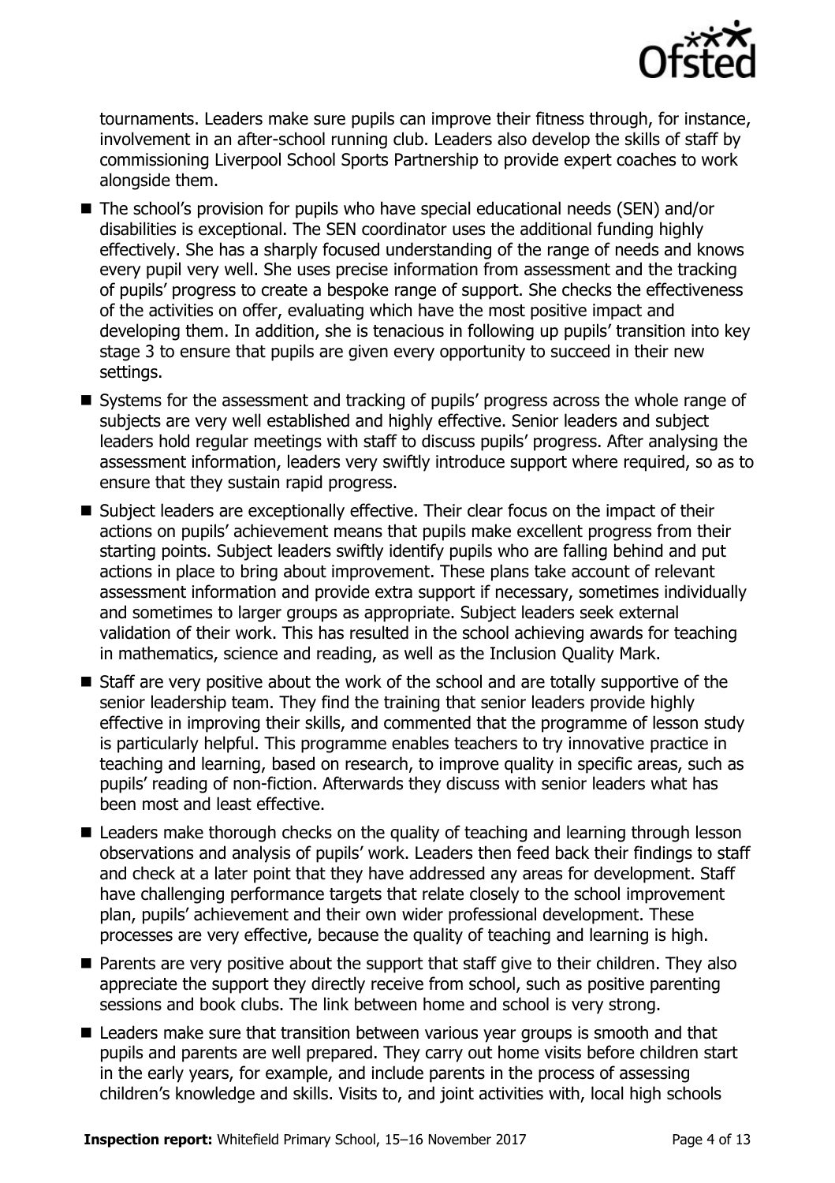tournaments. Leaders make sure pupils can improve their fitness through, for instance, involvement in an after-school running club. Leaders also develop the skills of staff by commissioning Liverpool School Sports Partnership to provide expert coaches to work alongside them.

- The school's provision for pupils who have special educational needs (SEN) and/or disabilities is exceptional. The SEN coordinator uses the additional funding highly effectively. She has a sharply focused understanding of the range of needs and knows every pupil very well. She uses precise information from assessment and the tracking of pupils' progress to create a bespoke range of support. She checks the effectiveness of the activities on offer, evaluating which have the most positive impact and developing them. In addition, she is tenacious in following up pupils' transition into key stage 3 to ensure that pupils are given every opportunity to succeed in their new settings.
- Systems for the assessment and tracking of pupils' progress across the whole range of subjects are very well established and highly effective. Senior leaders and subject leaders hold regular meetings with staff to discuss pupils' progress. After analysing the assessment information, leaders very swiftly introduce support where required, so as to ensure that they sustain rapid progress.
- Subject leaders are exceptionally effective. Their clear focus on the impact of their actions on pupils' achievement means that pupils make excellent progress from their starting points. Subject leaders swiftly identify pupils who are falling behind and put actions in place to bring about improvement. These plans take account of relevant assessment information and provide extra support if necessary, sometimes individually and sometimes to larger groups as appropriate. Subject leaders seek external validation of their work. This has resulted in the school achieving awards for teaching in mathematics, science and reading, as well as the Inclusion Quality Mark.
- Staff are very positive about the work of the school and are totally supportive of the senior leadership team. They find the training that senior leaders provide highly effective in improving their skills, and commented that the programme of lesson study is particularly helpful. This programme enables teachers to try innovative practice in teaching and learning, based on research, to improve quality in specific areas, such as pupils' reading of non-fiction. Afterwards they discuss with senior leaders what has been most and least effective.
- Leaders make thorough checks on the quality of teaching and learning through lesson observations and analysis of pupils' work. Leaders then feed back their findings to staff and check at a later point that they have addressed any areas for development. Staff have challenging performance targets that relate closely to the school improvement plan, pupils' achievement and their own wider professional development. These processes are very effective, because the quality of teaching and learning is high.
- Parents are very positive about the support that staff give to their children. They also appreciate the support they directly receive from school, such as positive parenting sessions and book clubs. The link between home and school is very strong.
- Leaders make sure that transition between various year groups is smooth and that pupils and parents are well prepared. They carry out home visits before children start in the early years, for example, and include parents in the process of assessing children's knowledge and skills. Visits to, and joint activities with, local high schools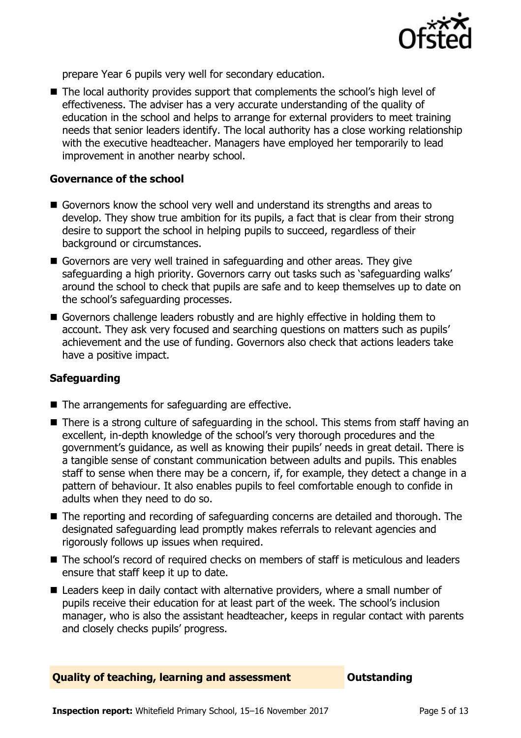prepare Year 6 pupils very well for secondary education.

- The local authority provides support that complements the school's high level of effectiveness. The adviser has a very accurate understanding of the quality of education in the school and helps to arrange for external providers to meet training needs that senior leaders identify. The local authority has a close working relationship with the executive headteacher. Managers have employed her temporarily to lead improvement in another nearby school.

### Governance of the school

- Governors know the school very well and understand its strengths and areas to develop. They show true ambition for its pupils, a fact that is clear from their strong desire to support the school in helping pupils to succeed, regardless of their background or circumstances.
- Governors are very well trained in safeguarding and other areas. They give safeguarding a high priority. Governors carry out tasks such as 'safeguarding walks' around the school to check that pupils are safe and to keep themselves up to date on the school's safeguarding processes.
- Governors challenge leaders robustly and are highly effective in holding them to account. They ask very focused and searching questions on matters such as pupils' achievement and the use of funding. Governors also check that actions leaders take have a positive impact.

### Safeguarding

- The arrangements for safeguarding are effective.
- There is a strong culture of safeguarding in the school. This stems from staff having an excellent, in-depth knowledge of the school's very thorough procedures and the government's guidance, as well as knowing their pupils' needs in great detail. There is a tangible sense of constant communication between adults and pupils. This enables staff to sense when there may be a concern, if, for example, they detect a change in a pattern of behaviour. It also enables pupils to feel comfortable enough to confide in adults when they need to do so.
- The reporting and recording of safeguarding concerns are detailed and thorough. The designated safeguarding lead promptly makes referrals to relevant agencies and rigorously follows up issues when required.
- The school's record of required checks on members of staff is meticulous and leaders ensure that staff keep it up to date.
- Leaders keep in daily contact with alternative providers, where a small number of pupils receive their education for at least part of the week. The school's inclusion manager, who is also the assistant headteacher, keeps in regular contact with parents and closely checks pupils' progress.

## Quality of teaching, learning and assessment — Outstanding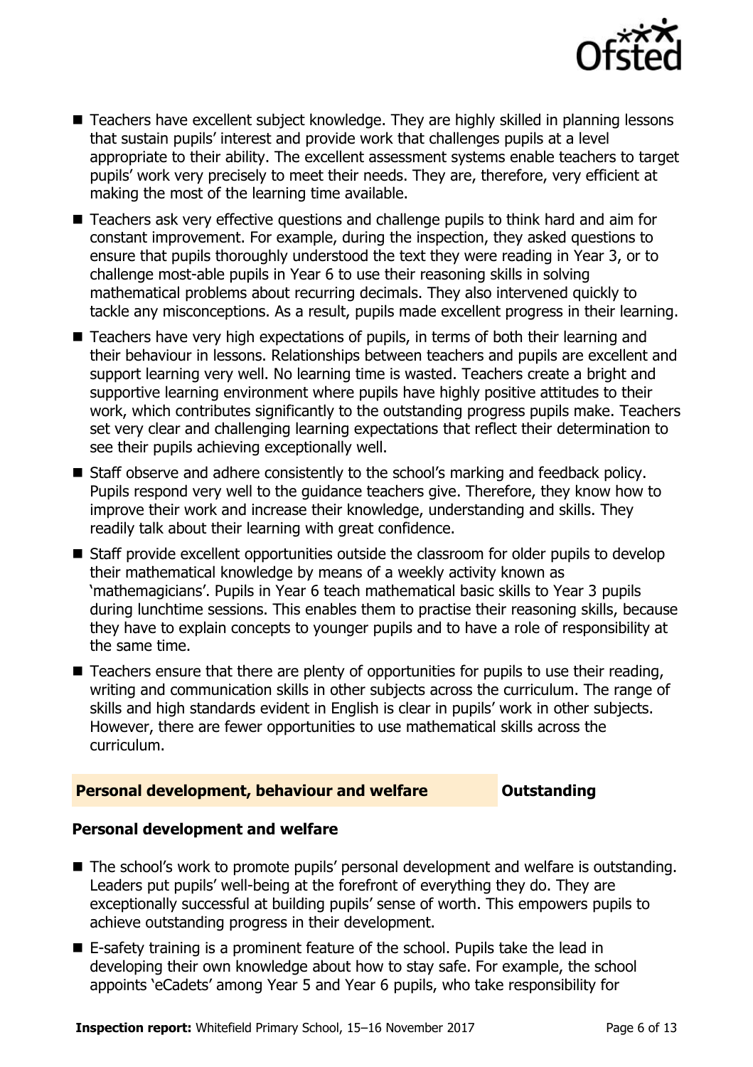- Teachers have excellent subject knowledge. They are highly skilled in planning lessons that sustain pupils' interest and provide work that challenges pupils at a level appropriate to their ability. The excellent assessment systems enable teachers to target pupils' work very precisely to meet their needs. They are, therefore, very efficient at making the most of the learning time available.
- Teachers ask very effective questions and challenge pupils to think hard and aim for constant improvement. For example, during the inspection, they asked questions to ensure that pupils thoroughly understood the text they were reading in Year 3, or to challenge most-able pupils in Year 6 to use their reasoning skills in solving mathematical problems about recurring decimals. They also intervened quickly to tackle any misconceptions. As a result, pupils made excellent progress in their learning.
- Teachers have very high expectations of pupils, in terms of both their learning and their behaviour in lessons. Relationships between teachers and pupils are excellent and support learning very well. No learning time is wasted. Teachers create a bright and supportive learning environment where pupils have highly positive attitudes to their work, which contributes significantly to the outstanding progress pupils make. Teachers set very clear and challenging learning expectations that reflect their determination to see their pupils achieving exceptionally well.
- Staff observe and adhere consistently to the school's marking and feedback policy. Pupils respond very well to the guidance teachers give. Therefore, they know how to improve their work and increase their knowledge, understanding and skills. They readily talk about their learning with great confidence.
- Staff provide excellent opportunities outside the classroom for older pupils to develop their mathematical knowledge by means of a weekly activity known as 'mathemagicians'. Pupils in Year 6 teach mathematical basic skills to Year 3 pupils during lunchtime sessions. This enables them to practise their reasoning skills, because they have to explain concepts to younger pupils and to have a role of responsibility at the same time.
- Teachers ensure that there are plenty of opportunities for pupils to use their reading, writing and communication skills in other subjects across the curriculum. The range of skills and high standards evident in English is clear in pupils' work in other subjects. However, there are fewer opportunities to use mathematical skills across the curriculum.

## Personal development, behaviour and welfare — Outstanding

### Personal development and welfare

- The school's work to promote pupils' personal development and welfare is outstanding. Leaders put pupils' well-being at the forefront of everything they do. They are exceptionally successful at building pupils' sense of worth. This empowers pupils to achieve outstanding progress in their development.
- E-safety training is a prominent feature of the school. Pupils take the lead in developing their own knowledge about how to stay safe. For example, the school appoints 'eCadets' among Year 5 and Year 6 pupils, who take responsibility for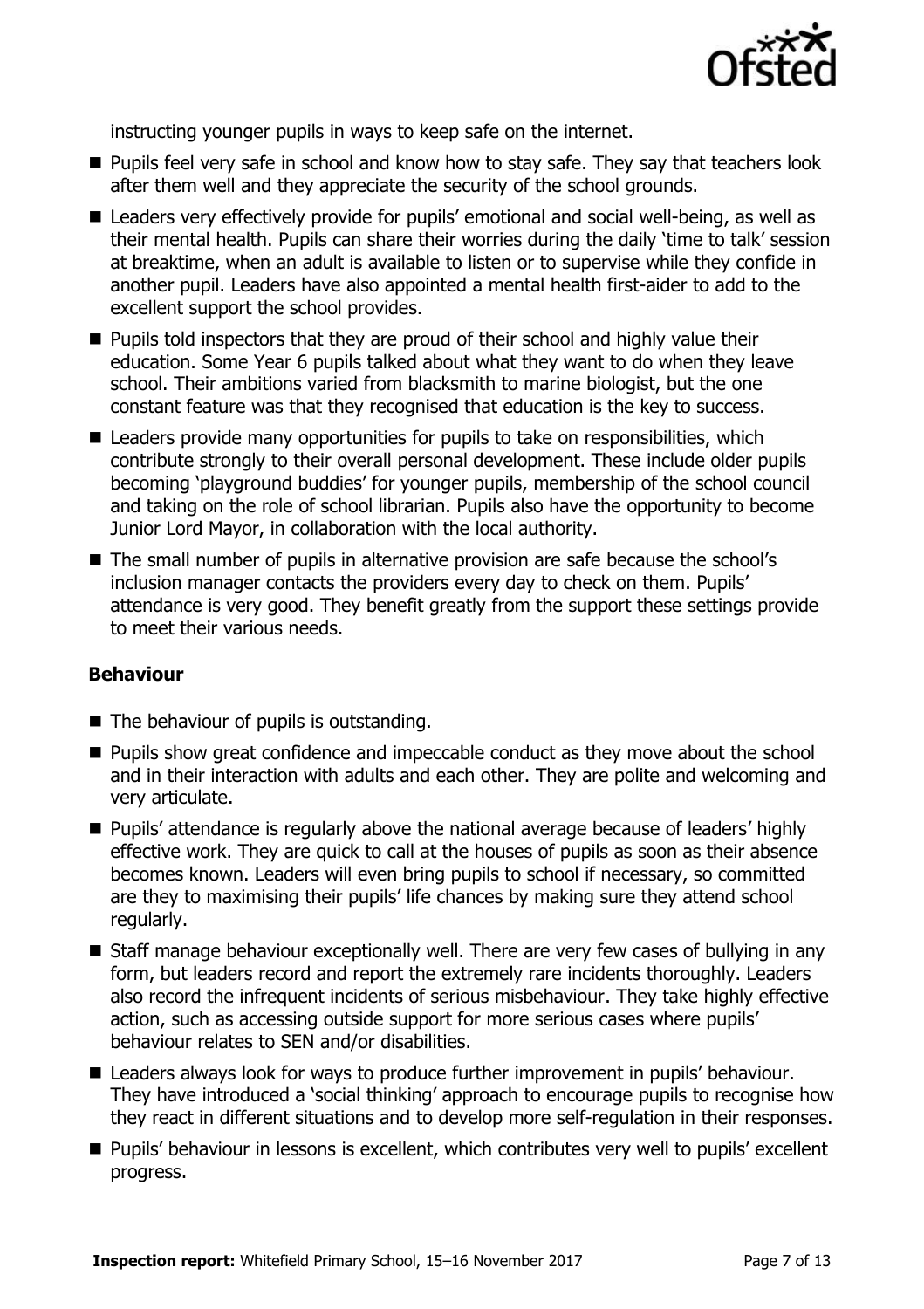instructing younger pupils in ways to keep safe on the internet.

- Pupils feel very safe in school and know how to stay safe. They say that teachers look after them well and they appreciate the security of the school grounds.
- Leaders very effectively provide for pupils' emotional and social well-being, as well as their mental health. Pupils can share their worries during the daily 'time to talk' session at breaktime, when an adult is available to listen or to supervise while they confide in another pupil. Leaders have also appointed a mental health first-aider to add to the excellent support the school provides.
- Pupils told inspectors that they are proud of their school and highly value their education. Some Year 6 pupils talked about what they want to do when they leave school. Their ambitions varied from blacksmith to marine biologist, but the one constant feature was that they recognised that education is the key to success.
- Leaders provide many opportunities for pupils to take on responsibilities, which contribute strongly to their overall personal development. These include older pupils becoming 'playground buddies' for younger pupils, membership of the school council and taking on the role of school librarian. Pupils also have the opportunity to become Junior Lord Mayor, in collaboration with the local authority.
- The small number of pupils in alternative provision are safe because the school's inclusion manager contacts the providers every day to check on them. Pupils' attendance is very good. They benefit greatly from the support these settings provide to meet their various needs.

### Behaviour

- The behaviour of pupils is outstanding.
- Pupils show great confidence and impeccable conduct as they move about the school and in their interaction with adults and each other. They are polite and welcoming and very articulate.
- Pupils' attendance is regularly above the national average because of leaders' highly effective work. They are quick to call at the houses of pupils as soon as their absence becomes known. Leaders will even bring pupils to school if necessary, so committed are they to maximising their pupils' life chances by making sure they attend school regularly.
- Staff manage behaviour exceptionally well. There are very few cases of bullying in any form, but leaders record and report the extremely rare incidents thoroughly. Leaders also record the infrequent incidents of serious misbehaviour. They take highly effective action, such as accessing outside support for more serious cases where pupils' behaviour relates to SEN and/or disabilities.
- Leaders always look for ways to produce further improvement in pupils' behaviour. They have introduced a 'social thinking' approach to encourage pupils to recognise how they react in different situations and to develop more self-regulation in their responses.
- Pupils' behaviour in lessons is excellent, which contributes very well to pupils' excellent progress.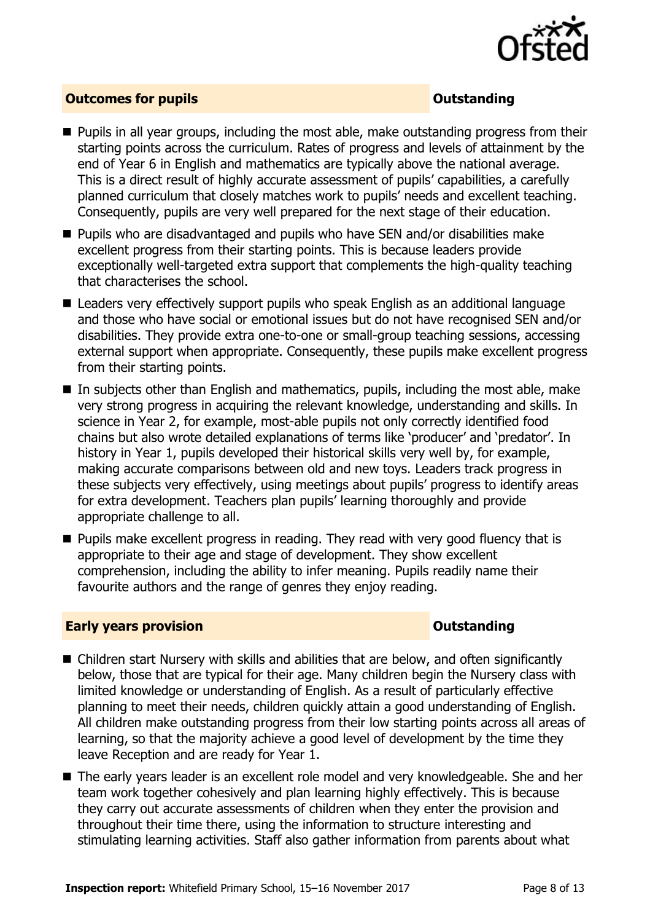## Outcomes for pupils — Outstanding

- Pupils in all year groups, including the most able, make outstanding progress from their starting points across the curriculum. Rates of progress and levels of attainment by the end of Year 6 in English and mathematics are typically above the national average. This is a direct result of highly accurate assessment of pupils' capabilities, a carefully planned curriculum that closely matches work to pupils' needs and excellent teaching. Consequently, pupils are very well prepared for the next stage of their education.
- Pupils who are disadvantaged and pupils who have SEN and/or disabilities make excellent progress from their starting points. This is because leaders provide exceptionally well-targeted extra support that complements the high-quality teaching that characterises the school.
- Leaders very effectively support pupils who speak English as an additional language and those who have social or emotional issues but do not have recognised SEN and/or disabilities. They provide extra one-to-one or small-group teaching sessions, accessing external support when appropriate. Consequently, these pupils make excellent progress from their starting points.
- In subjects other than English and mathematics, pupils, including the most able, make very strong progress in acquiring the relevant knowledge, understanding and skills. In science in Year 2, for example, most-able pupils not only correctly identified food chains but also wrote detailed explanations of terms like 'producer' and 'predator'. In history in Year 1, pupils developed their historical skills very well by, for example, making accurate comparisons between old and new toys. Leaders track progress in these subjects very effectively, using meetings about pupils' progress to identify areas for extra development. Teachers plan pupils' learning thoroughly and provide appropriate challenge to all.
- Pupils make excellent progress in reading. They read with very good fluency that is appropriate to their age and stage of development. They show excellent comprehension, including the ability to infer meaning. Pupils readily name their favourite authors and the range of genres they enjoy reading.

## Early years provision — Outstanding

- Children start Nursery with skills and abilities that are below, and often significantly below, those that are typical for their age. Many children begin the Nursery class with limited knowledge or understanding of English. As a result of particularly effective planning to meet their needs, children quickly attain a good understanding of English. All children make outstanding progress from their low starting points across all areas of learning, so that the majority achieve a good level of development by the time they leave Reception and are ready for Year 1.
- The early years leader is an excellent role model and very knowledgeable. She and her team work together cohesively and plan learning highly effectively. This is because they carry out accurate assessments of children when they enter the provision and throughout their time there, using the information to structure interesting and stimulating learning activities. Staff also gather information from parents about what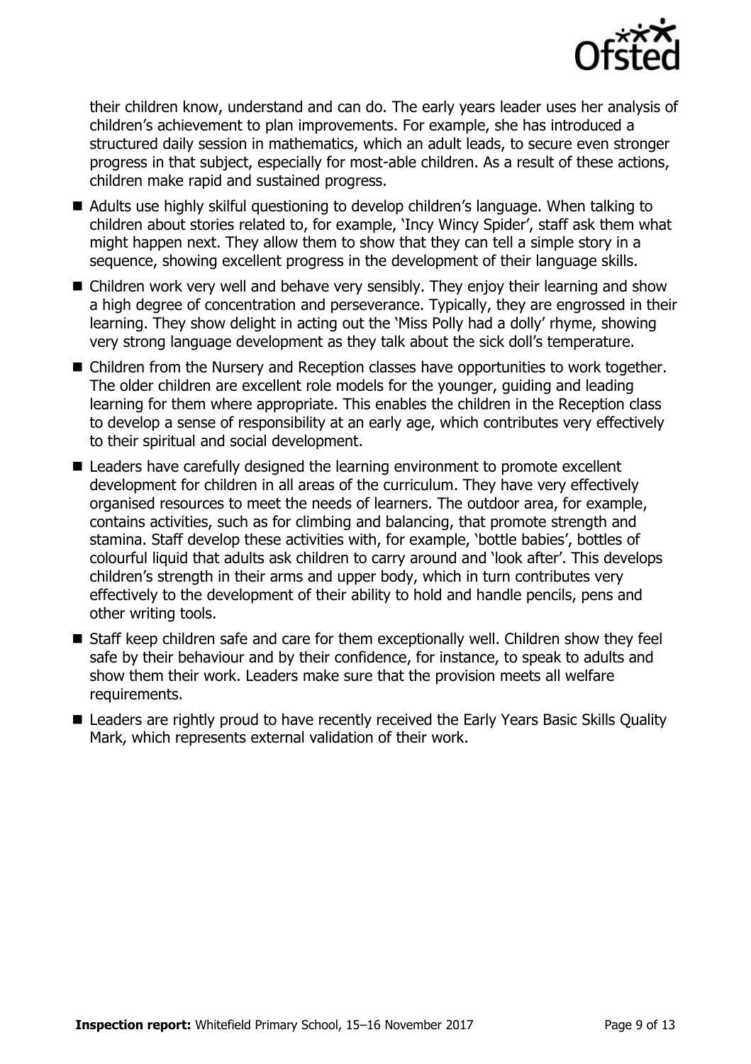their children know, understand and can do. The early years leader uses her analysis of children's achievement to plan improvements. For example, she has introduced a structured daily session in mathematics, which an adult leads, to secure even stronger progress in that subject, especially for most-able children. As a result of these actions, children make rapid and sustained progress.

- Adults use highly skilful questioning to develop children's language. When talking to children about stories related to, for example, 'Incy Wincy Spider', staff ask them what might happen next. They allow them to show that they can tell a simple story in a sequence, showing excellent progress in the development of their language skills.
- Children work very well and behave very sensibly. They enjoy their learning and show a high degree of concentration and perseverance. Typically, they are engrossed in their learning. They show delight in acting out the 'Miss Polly had a dolly' rhyme, showing very strong language development as they talk about the sick doll's temperature.
- Children from the Nursery and Reception classes have opportunities to work together. The older children are excellent role models for the younger, guiding and leading learning for them where appropriate. This enables the children in the Reception class to develop a sense of responsibility at an early age, which contributes very effectively to their spiritual and social development.
- Leaders have carefully designed the learning environment to promote excellent development for children in all areas of the curriculum. They have very effectively organised resources to meet the needs of learners. The outdoor area, for example, contains activities, such as for climbing and balancing, that promote strength and stamina. Staff develop these activities with, for example, 'bottle babies', bottles of colourful liquid that adults ask children to carry around and 'look after'. This develops children's strength in their arms and upper body, which in turn contributes very effectively to the development of their ability to hold and handle pencils, pens and other writing tools.
- Staff keep children safe and care for them exceptionally well. Children show they feel safe by their behaviour and by their confidence, for instance, to speak to adults and show them their work. Leaders make sure that the provision meets all welfare requirements.
- Leaders are rightly proud to have recently received the Early Years Basic Skills Quality Mark, which represents external validation of their work.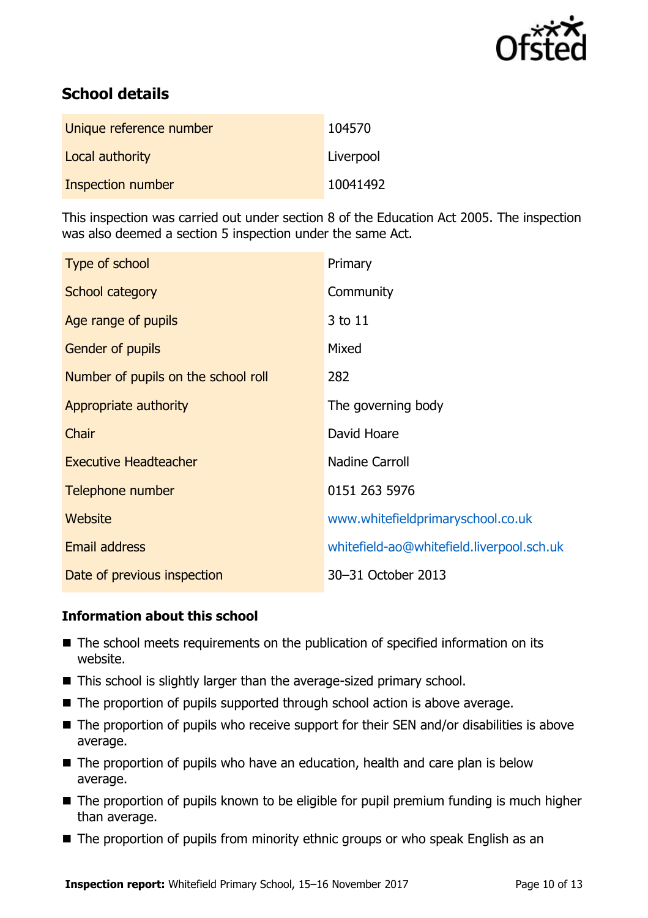## School details

| | |
|---|---|
| Unique reference number | 104570 |
| Local authority | Liverpool |
| Inspection number | 10041492 |

This inspection was carried out under section 8 of the Education Act 2005. The inspection was also deemed a section 5 inspection under the same Act.

| | |
|---|---|
| Type of school | Primary |
| School category | Community |
| Age range of pupils | 3 to 11 |
| Gender of pupils | Mixed |
| Number of pupils on the school roll | 282 |
| Appropriate authority | The governing body |
| Chair | David Hoare |
| Executive Headteacher | Nadine Carroll |
| Telephone number | 0151 263 5976 |
| Website | www.whitefieldprimaryschool.co.uk |
| Email address | whitefield-ao@whitefield.liverpool.sch.uk |
| Date of previous inspection | 30–31 October 2013 |

### Information about this school

- The school meets requirements on the publication of specified information on its website.
- This school is slightly larger than the average-sized primary school.
- The proportion of pupils supported through school action is above average.
- The proportion of pupils who receive support for their SEN and/or disabilities is above average.
- The proportion of pupils who have an education, health and care plan is below average.
- The proportion of pupils known to be eligible for pupil premium funding is much higher than average.
- The proportion of pupils from minority ethnic groups or who speak English as an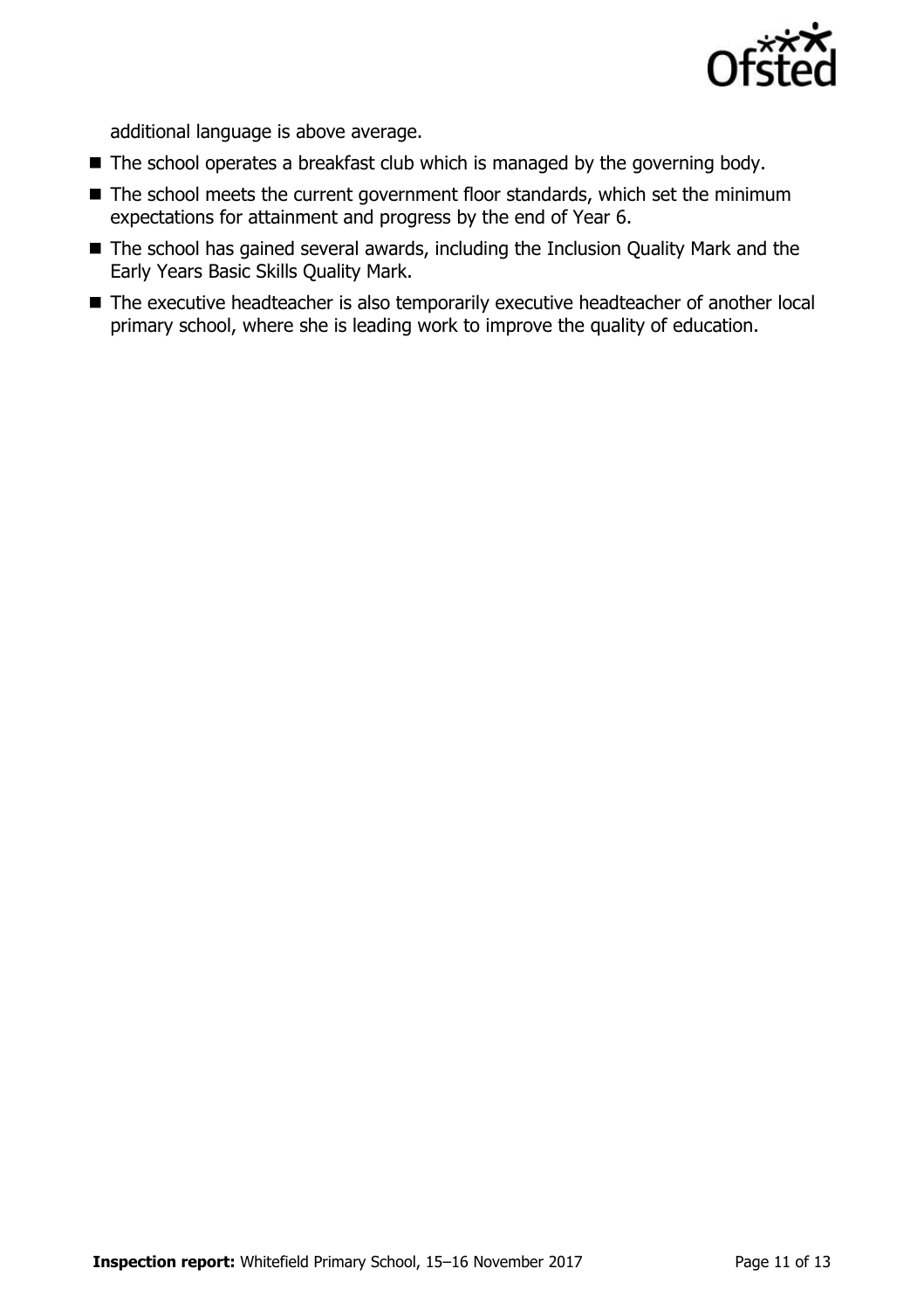additional language is above average.

- The school operates a breakfast club which is managed by the governing body.
- The school meets the current government floor standards, which set the minimum expectations for attainment and progress by the end of Year 6.
- The school has gained several awards, including the Inclusion Quality Mark and the Early Years Basic Skills Quality Mark.
- The executive headteacher is also temporarily executive headteacher of another local primary school, where she is leading work to improve the quality of education.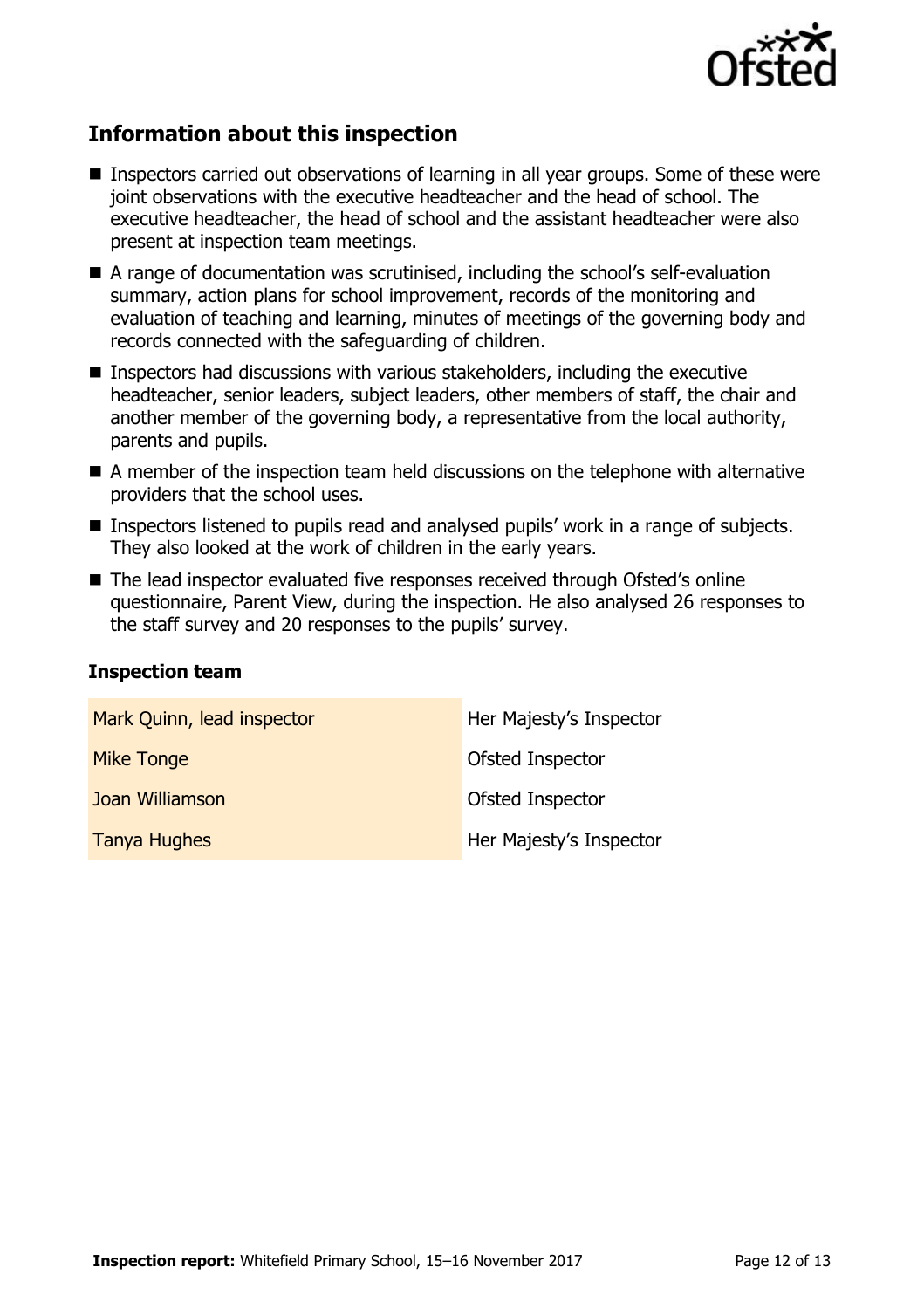## Information about this inspection

- Inspectors carried out observations of learning in all year groups. Some of these were joint observations with the executive headteacher and the head of school. The executive headteacher, the head of school and the assistant headteacher were also present at inspection team meetings.
- A range of documentation was scrutinised, including the school's self-evaluation summary, action plans for school improvement, records of the monitoring and evaluation of teaching and learning, minutes of meetings of the governing body and records connected with the safeguarding of children.
- Inspectors had discussions with various stakeholders, including the executive headteacher, senior leaders, subject leaders, other members of staff, the chair and another member of the governing body, a representative from the local authority, parents and pupils.
- A member of the inspection team held discussions on the telephone with alternative providers that the school uses.
- Inspectors listened to pupils read and analysed pupils' work in a range of subjects. They also looked at the work of children in the early years.
- The lead inspector evaluated five responses received through Ofsted's online questionnaire, Parent View, during the inspection. He also analysed 26 responses to the staff survey and 20 responses to the pupils' survey.

### Inspection team

| | |
|---|---|
| Mark Quinn, lead inspector | Her Majesty's Inspector |
| Mike Tonge | Ofsted Inspector |
| Joan Williamson | Ofsted Inspector |
| Tanya Hughes | Her Majesty's Inspector |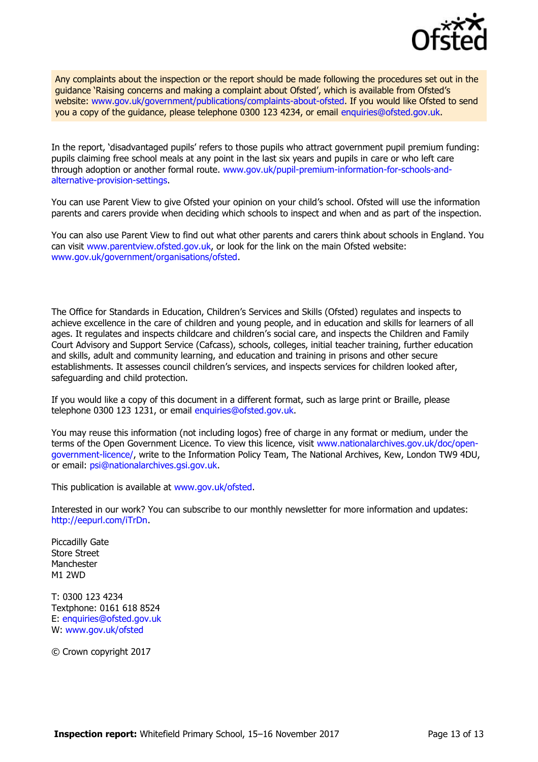Any complaints about the inspection or the report should be made following the procedures set out in the guidance 'Raising concerns and making a complaint about Ofsted', which is available from Ofsted's website: www.gov.uk/government/publications/complaints-about-ofsted. If you would like Ofsted to send you a copy of the guidance, please telephone 0300 123 4234, or email enquiries@ofsted.gov.uk.

In the report, 'disadvantaged pupils' refers to those pupils who attract government pupil premium funding: pupils claiming free school meals at any point in the last six years and pupils in care or who left care through adoption or another formal route. www.gov.uk/pupil-premium-information-for-schools-and-alternative-provision-settings.

You can use Parent View to give Ofsted your opinion on your child's school. Ofsted will use the information parents and carers provide when deciding which schools to inspect and when and as part of the inspection.

You can also use Parent View to find out what other parents and carers think about schools in England. You can visit www.parentview.ofsted.gov.uk, or look for the link on the main Ofsted website: www.gov.uk/government/organisations/ofsted.

The Office for Standards in Education, Children's Services and Skills (Ofsted) regulates and inspects to achieve excellence in the care of children and young people, and in education and skills for learners of all ages. It regulates and inspects childcare and children's social care, and inspects the Children and Family Court Advisory and Support Service (Cafcass), schools, colleges, initial teacher training, further education and skills, adult and community learning, and education and training in prisons and other secure establishments. It assesses council children's services, and inspects services for children looked after, safeguarding and child protection.

If you would like a copy of this document in a different format, such as large print or Braille, please telephone 0300 123 1231, or email enquiries@ofsted.gov.uk.

You may reuse this information (not including logos) free of charge in any format or medium, under the terms of the Open Government Licence. To view this licence, visit www.nationalarchives.gov.uk/doc/open-government-licence/, write to the Information Policy Team, The National Archives, Kew, London TW9 4DU, or email: psi@nationalarchives.gsi.gov.uk.

This publication is available at www.gov.uk/ofsted.

Interested in our work? You can subscribe to our monthly newsletter for more information and updates: http://eepurl.com/iTrDn.

Piccadilly Gate
Store Street
Manchester
M1 2WD

T: 0300 123 4234
Textphone: 0161 618 8524
E: enquiries@ofsted.gov.uk
W: www.gov.uk/ofsted

© Crown copyright 2017